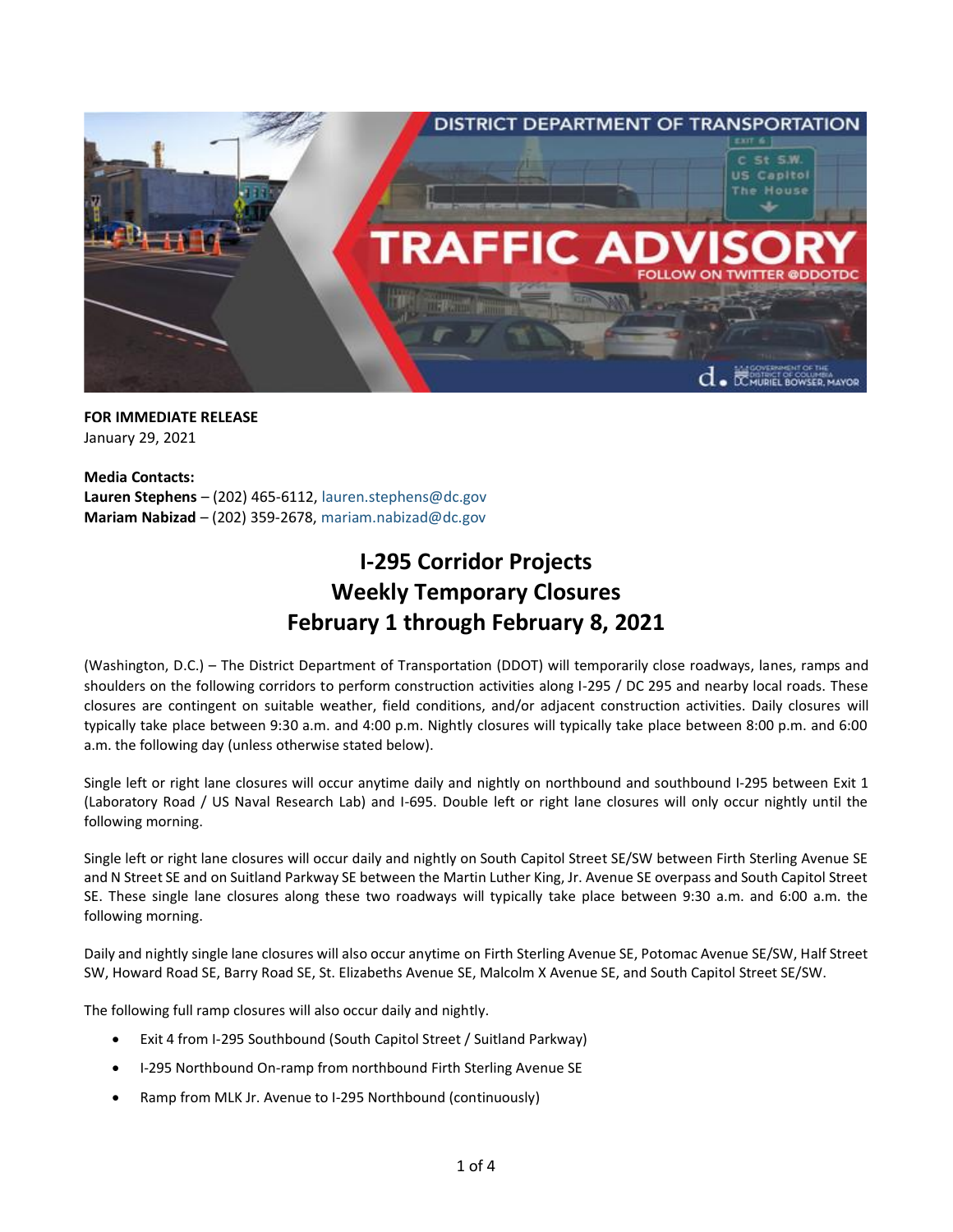**FOR IMMEDIATE RELEASE**
January 29, 2021

**Media Contacts:**
**Lauren Stephens** – (202) 465-6112, lauren.stephens@dc.gov
**Mariam Nabizad** – (202) 359-2678, mariam.nabizad@dc.gov

# I-295 Corridor Projects
# Weekly Temporary Closures
# February 1 through February 8, 2021

(Washington, D.C.) – The District Department of Transportation (DDOT) will temporarily close roadways, lanes, ramps and shoulders on the following corridors to perform construction activities along I-295 / DC 295 and nearby local roads. These closures are contingent on suitable weather, field conditions, and/or adjacent construction activities. Daily closures will typically take place between 9:30 a.m. and 4:00 p.m. Nightly closures will typically take place between 8:00 p.m. and 6:00 a.m. the following day (unless otherwise stated below).

Single left or right lane closures will occur anytime daily and nightly on northbound and southbound I-295 between Exit 1 (Laboratory Road / US Naval Research Lab) and I-695. Double left or right lane closures will only occur nightly until the following morning.

Single left or right lane closures will occur daily and nightly on South Capitol Street SE/SW between Firth Sterling Avenue SE and N Street SE and on Suitland Parkway SE between the Martin Luther King, Jr. Avenue SE overpass and South Capitol Street SE. These single lane closures along these two roadways will typically take place between 9:30 a.m. and 6:00 a.m. the following morning.

Daily and nightly single lane closures will also occur anytime on Firth Sterling Avenue SE, Potomac Avenue SE/SW, Half Street SW, Howard Road SE, Barry Road SE, St. Elizabeths Avenue SE, Malcolm X Avenue SE, and South Capitol Street SE/SW.

The following full ramp closures will also occur daily and nightly.

- Exit 4 from I-295 Southbound (South Capitol Street / Suitland Parkway)
- I-295 Northbound On-ramp from northbound Firth Sterling Avenue SE
- Ramp from MLK Jr. Avenue to I-295 Northbound (continuously)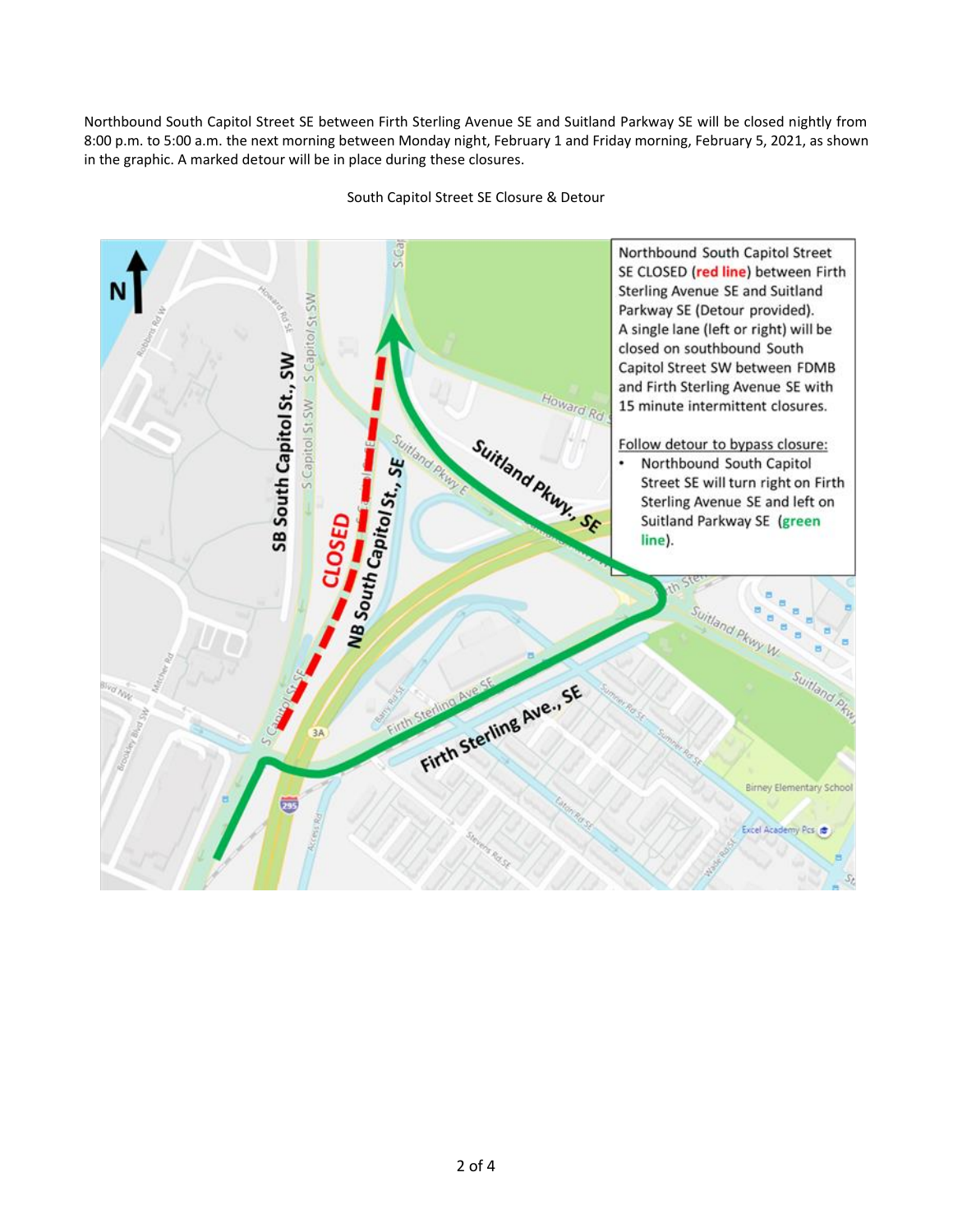Northbound South Capitol Street SE between Firth Sterling Avenue SE and Suitland Parkway SE will be closed nightly from 8:00 p.m. to 5:00 a.m. the next morning between Monday night, February 1 and Friday morning, February 5, 2021, as shown in the graphic. A marked detour will be in place during these closures.

South Capitol Street SE Closure & Detour

Northbound South Capitol Street SE CLOSED (**red line**) between Firth Sterling Avenue SE and Suitland Parkway SE (Detour provided). A single lane (left or right) will be closed on southbound South Capitol Street SW between FDMB and Firth Sterling Avenue SE with 15 minute intermittent closures.

Follow detour to bypass closure:

- Northbound South Capitol Street SE will turn right on Firth Sterling Avenue SE and left on Suitland Parkway SE (**green line**).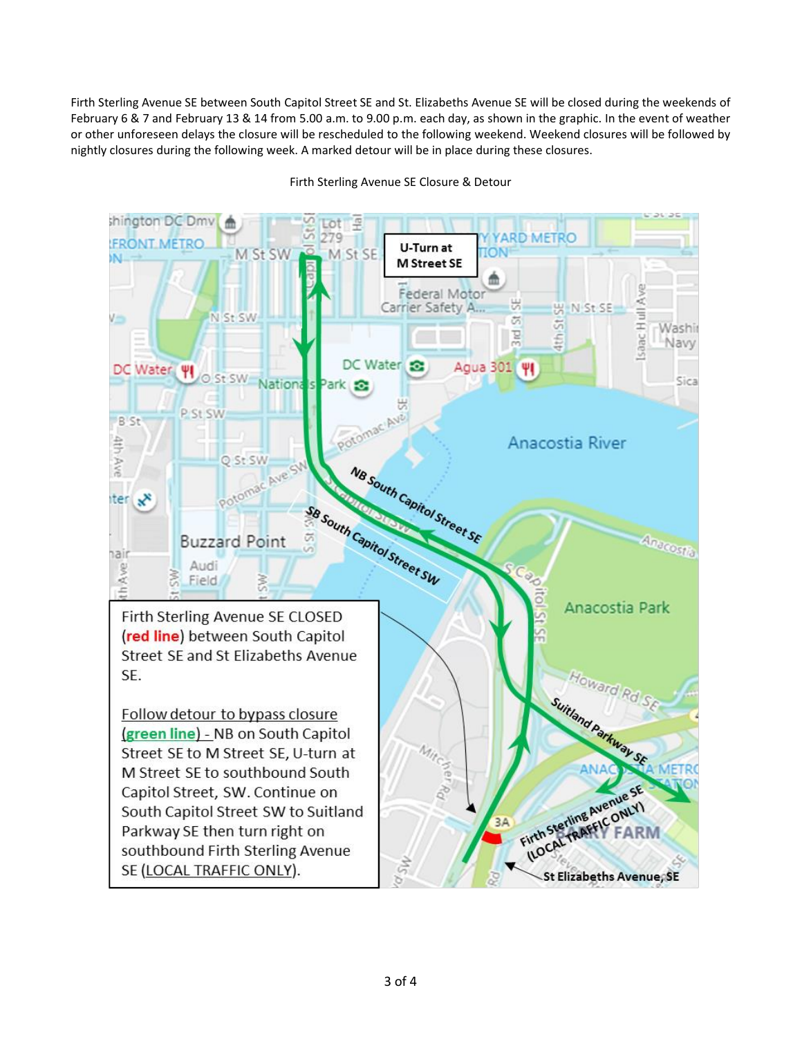Firth Sterling Avenue SE between South Capitol Street SE and St. Elizabeths Avenue SE will be closed during the weekends of February 6 & 7 and February 13 & 14 from 5.00 a.m. to 9.00 p.m. each day, as shown in the graphic. In the event of weather or other unforeseen delays the closure will be rescheduled to the following weekend. Weekend closures will be followed by nightly closures during the following week. A marked detour will be in place during these closures.

Firth Sterling Avenue SE Closure & Detour

**U-Turn at M Street SE**

Firth Sterling Avenue SE CLOSED (**red line**) between South Capitol Street SE and St Elizabeths Avenue SE.

Follow detour to bypass closure (**green line**) - NB on South Capitol Street SE to M Street SE, U-turn at M Street SE to southbound South Capitol Street, SW. Continue on South Capitol Street SW to Suitland Parkway SE then turn right on southbound Firth Sterling Avenue SE (LOCAL TRAFFIC ONLY).

**NB South Capitol Street SE**

**SB South Capitol Street SW**

**Suitland Parkway SE**

**Firth Sterling Avenue SE (LOCAL TRAFFIC ONLY)**

**St Elizabeths Avenue, SE**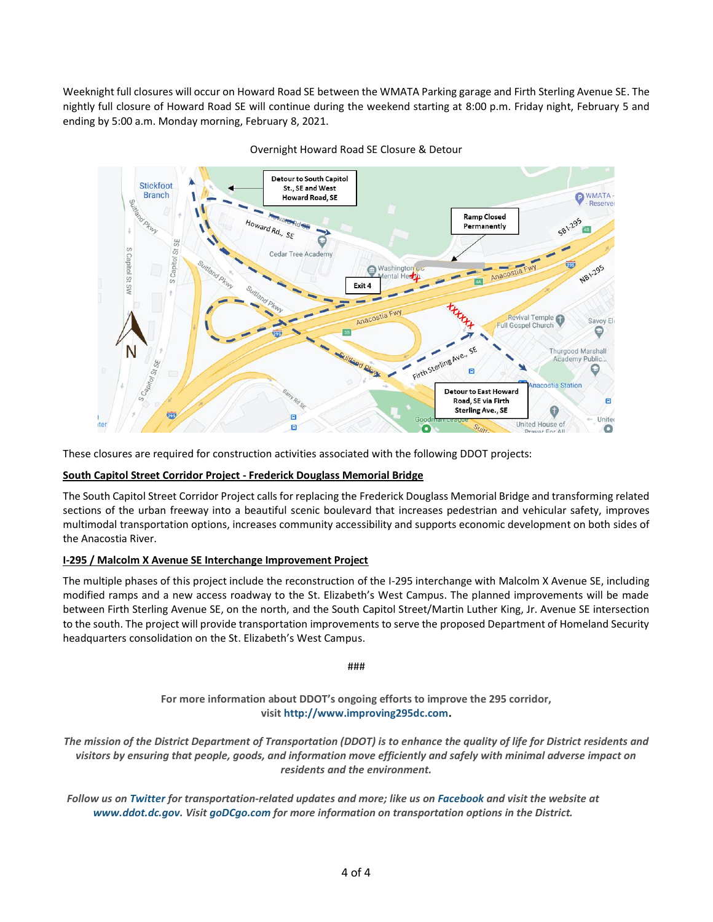Weeknight full closures will occur on Howard Road SE between the WMATA Parking garage and Firth Sterling Avenue SE. The nightly full closure of Howard Road SE will continue during the weekend starting at 8:00 p.m. Friday night, February 5 and ending by 5:00 a.m. Monday morning, February 8, 2021.

Overnight Howard Road SE Closure & Detour

Detour to South Capitol St., SE and West Howard Road, SE

Ramp Closed Permanently

Exit 4

Detour to East Howard Road, SE via Firth Sterling Ave., SE

These closures are required for construction activities associated with the following DDOT projects:

**South Capitol Street Corridor Project - Frederick Douglass Memorial Bridge**

The South Capitol Street Corridor Project calls for replacing the Frederick Douglass Memorial Bridge and transforming related sections of the urban freeway into a beautiful scenic boulevard that increases pedestrian and vehicular safety, improves multimodal transportation options, increases community accessibility and supports economic development on both sides of the Anacostia River.

**I-295 / Malcolm X Avenue SE Interchange Improvement Project**

The multiple phases of this project include the reconstruction of the I-295 interchange with Malcolm X Avenue SE, including modified ramps and a new access roadway to the St. Elizabeth's West Campus. The planned improvements will be made between Firth Sterling Avenue SE, on the north, and the South Capitol Street/Martin Luther King, Jr. Avenue SE intersection to the south. The project will provide transportation improvements to serve the proposed Department of Homeland Security headquarters consolidation on the St. Elizabeth's West Campus.

###

**For more information about DDOT's ongoing efforts to improve the 295 corridor, visit http://www.improving295dc.com.**

***The mission of the District Department of Transportation (DDOT) is to enhance the quality of life for District residents and visitors by ensuring that people, goods, and information move efficiently and safely with minimal adverse impact on residents and the environment.***

***Follow us on Twitter for transportation-related updates and more; like us on Facebook and visit the website at www.ddot.dc.gov. Visit goDCgo.com for more information on transportation options in the District.***